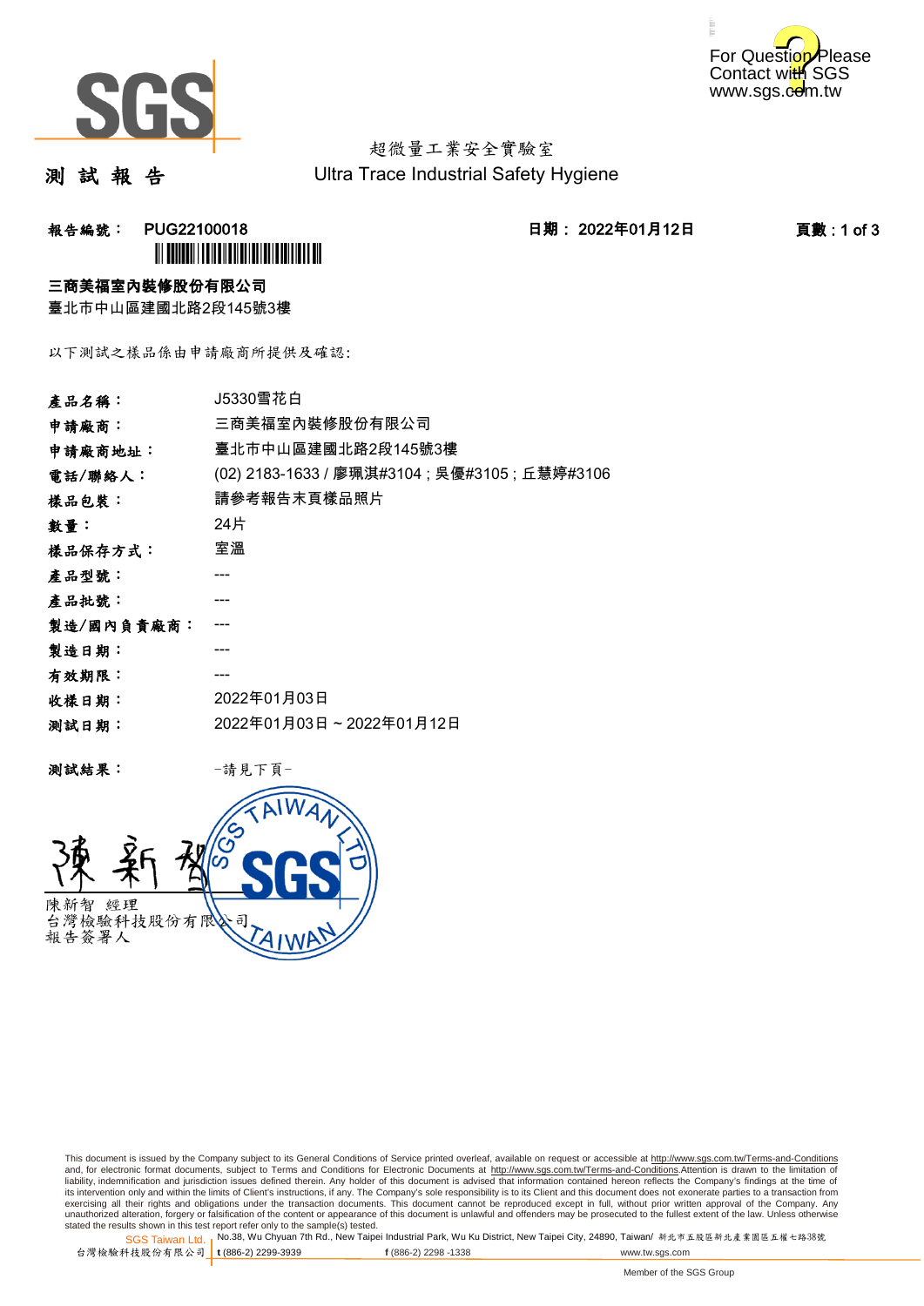# 測 試 報 告

超微量工業安全實驗室
Ultra Trace Industrial Safety Hygiene

**報告編號：** PUG22100018　　**日期：** 2022年01月12日

**三商美福室內裝修股份有限公司**
臺北市中山區建國北路2段145號3樓

以下測試之樣品係由申請廠商所提供及確認:

| | |
|---|---|
| **產品名稱：** | J5330雪花白 |
| **申請廠商：** | 三商美福室內裝修股份有限公司 |
| **申請廠商地址：** | 臺北市中山區建國北路2段145號3樓 |
| **電話/聯絡人：** | (02) 2183-1633 / 廖珮淇#3104；吳優#3105；丘慧婷#3106 |
| **樣品包裝：** | 請參考報告末頁樣品照片 |
| **數量：** | 24片 |
| **樣品保存方式：** | 室溫 |
| **產品型號：** | --- |
| **產品批號：** | --- |
| **製造/國內負責廠商：** | --- |
| **製造日期：** | --- |
| **有效期限：** | --- |
| **收樣日期：** | 2022年01月03日 |
| **測試日期：** | 2022年01月03日 ~ 2022年01月12日 |

**測試結果：** -請見下頁-

陳新智　經理
台灣檢驗科技股份有限公司
報告簽署人

This document is issued by the Company subject to its General Conditions of Service printed overleaf, available on request or accessible at http://www.sgs.com.tw/Terms-and-Conditions and, for electronic format documents, subject to Terms and Conditions for Electronic Documents at http://www.sgs.com.tw/Terms-and-Conditions.Attention is drawn to the limitation of liability, indemnification and jurisdiction issues defined therein. Any holder of this document is advised that information contained hereon reflects the Company's findings at the time of its intervention only and within the limits of Client's instructions, if any. The Company's sole responsibility is to its Client and this document does not exonerate parties to a transaction from exercising all their rights and obligations under the transaction documents. This document cannot be reproduced except in full, without prior written approval of the Company. Any unauthorized alteration, forgery or falsification of the content or appearance of this document is unlawful and offenders may be prosecuted to the fullest extent of the law. Unless otherwise stated the results shown in this test report refer only to the sample(s) tested.

SGS Taiwan Ltd. | No.38, Wu Chyuan 7th Rd., New Taipei Industrial Park, Wu Ku District, New Taipei City, 24890, Taiwan/ 新北市五股區新北產業園區五權七路38號
台灣檢驗科技股份有限公司 | t (886-2) 2299-3939　f (886-2) 2298 -1338　www.tw.sgs.com

Member of the SGS Group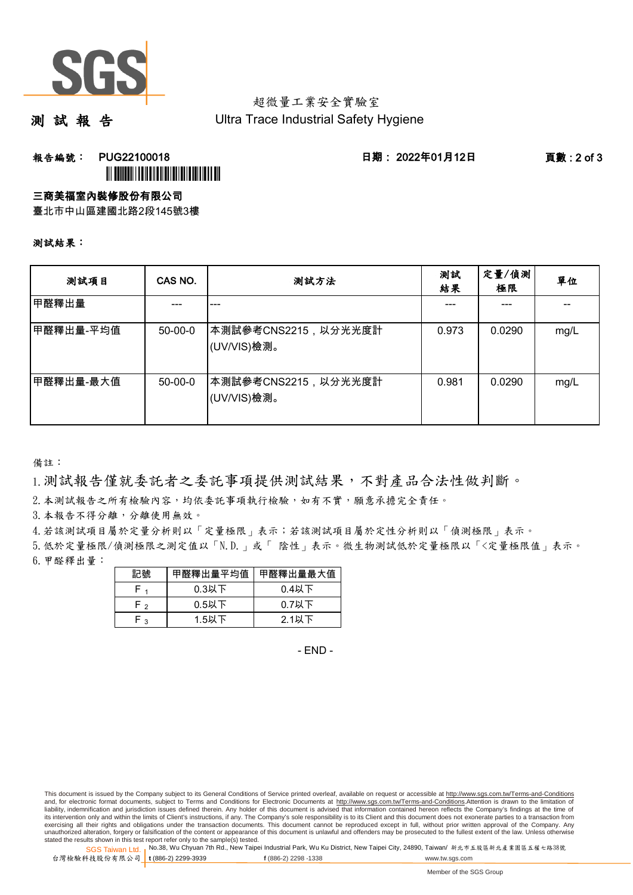超微量工業安全實驗室
Ultra Trace Industrial Safety Hygiene

# 測 試 報 告

**報告編號：** PUG22100018　　**日期：** 2022年01月12日

**三商美福室內裝修股份有限公司**

臺北市中山區建國北路2段145號3樓

**測試結果：**

| 測試項目 | CAS NO. | 測試方法 | 測試結果 | 定量/偵測極限 | 單位 |
|---|---|---|---|---|---|
| 甲醛釋出量 | --- | --- | --- | --- | -- |
| 甲醛釋出量-平均值 | 50-00-0 | 本測試參考CNS2215，以分光光度計(UV/VIS)檢測。 | 0.973 | 0.0290 | mg/L |
| 甲醛釋出量-最大值 | 50-00-0 | 本測試參考CNS2215，以分光光度計(UV/VIS)檢測。 | 0.981 | 0.0290 | mg/L |

備註：

1. 測試報告僅就委託者之委託事項提供測試結果，不對產品合法性做判斷。
2. 本測試報告之所有檢驗內容，均依委託事項執行檢驗，如有不實，願意承擔完全責任。
3. 本報告不得分離，分離使用無效。
4. 若該測試項目屬於定量分析則以「定量極限」表示；若該測試項目屬於定性分析則以「偵測極限」表示。
5. 低於定量極限/偵測極限之測定值以「N.D.」或「 陰性」表示。微生物測試低於定量極限以「<定量極限值」表示。
6. 甲醛釋出量：

| 記號 | 甲醛釋出量平均值 | 甲醛釋出量最大值 |
|---|---|---|
| $F_1$ | 0.3以下 | 0.4以下 |
| $F_2$ | 0.5以下 | 0.7以下 |
| $F_3$ | 1.5以下 | 2.1以下 |

- END -

This document is issued by the Company subject to its General Conditions of Service printed overleaf, available on request or accessible at http://www.sgs.com.tw/Terms-and-Conditions and, for electronic format documents, subject to Terms and Conditions for Electronic Documents at http://www.sgs.com.tw/Terms-and-Conditions.Attention is drawn to the limitation of liability, indemnification and jurisdiction issues defined therein. Any holder of this document is advised that information contained hereon reflects the Company's findings at the time of its intervention only and within the limits of Client's instructions, if any. The Company's sole responsibility is to its Client and this document does not exonerate parties to a transaction from exercising all their rights and obligations under the transaction documents. This document cannot be reproduced except in full, without prior written approval of the Company. Any unauthorized alteration, forgery or falsification of the content or appearance of this document is unlawful and offenders may be prosecuted to the fullest extent of the law. Unless otherwise stated the results shown in this test report refer only to the sample(s) tested.

SGS Taiwan Ltd. 台灣檢驗科技股份有限公司 | No.38, Wu Chyuan 7th Rd., New Taipei Industrial Park, Wu Ku District, New Taipei City, 24890, Taiwan/ 新北市五股區新北產業園區五權七路38號 | t (886-2) 2299-3939 | f (886-2) 2298 -1338 | www.tw.sgs.com

Member of the SGS Group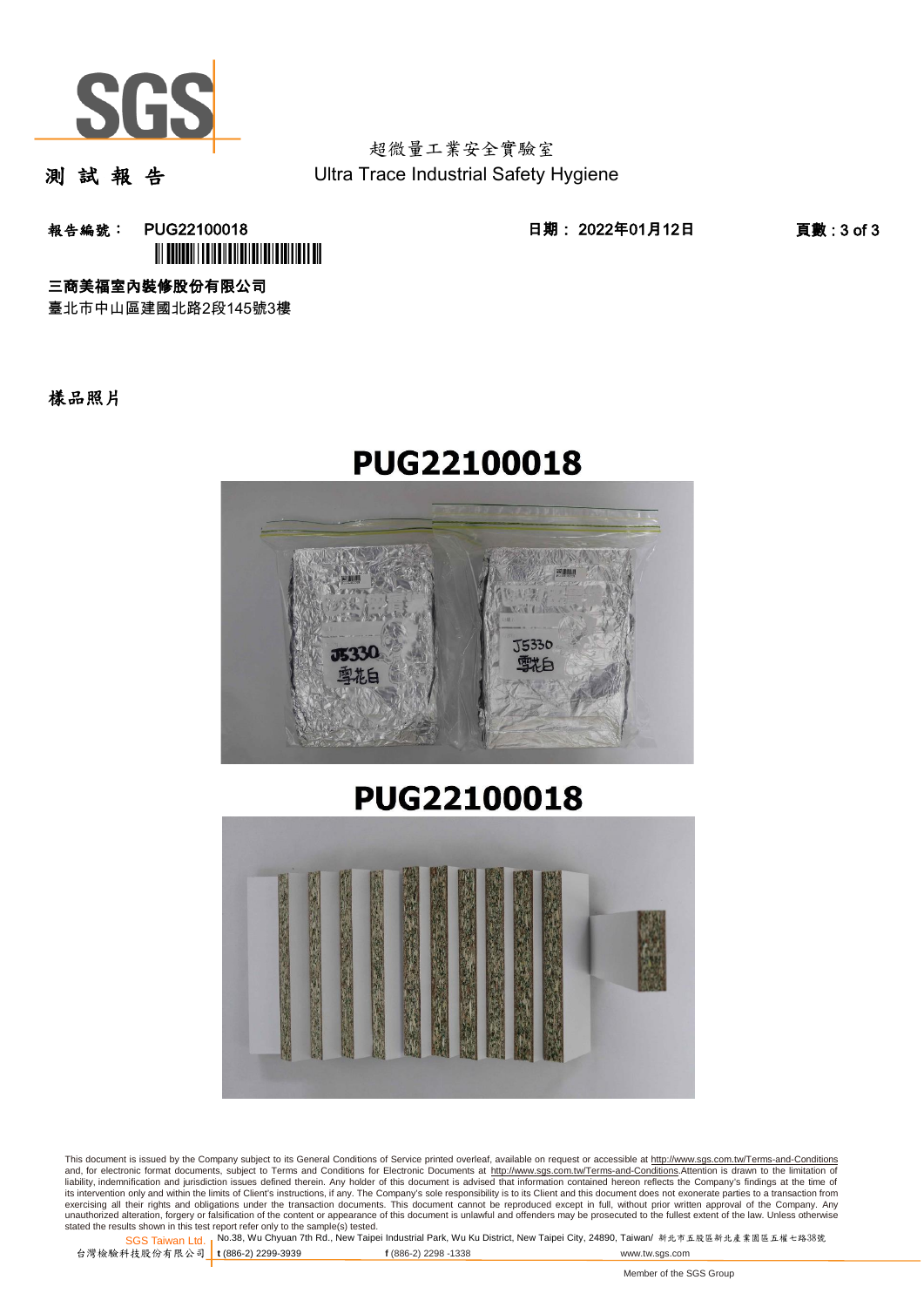# 測 試 報 告

超微量工業安全實驗室
Ultra Trace Industrial Safety Hygiene

報告編號： PUG22100018

日期： 2022年01月12日

**三商美福室內裝修股份有限公司**
臺北市中山區建國北路2段145號3樓

## 樣品照片

PUG22100018

PUG22100018

This document is issued by the Company subject to its General Conditions of Service printed overleaf, available on request or accessible at http://www.sgs.com.tw/Terms-and-Conditions and, for electronic format documents, subject to Terms and Conditions for Electronic Documents at http://www.sgs.com.tw/Terms-and-Conditions.Attention is drawn to the limitation of liability, indemnification and jurisdiction issues defined therein. Any holder of this document is advised that information contained hereon reflects the Company's findings at the time of its intervention only and within the limits of Client's instructions, if any. The Company's sole responsibility is to its Client and this document does not exonerate parties to a transaction from exercising all their rights and obligations under the transaction documents. This document cannot be reproduced except in full, without prior written approval of the Company. Any unauthorized alteration, forgery or falsification of the content or appearance of this document is unlawful and offenders may be prosecuted to the fullest extent of the law. Unless otherwise stated the results shown in this test report refer only to the sample(s) tested.

SGS Taiwan Ltd. 台灣檢驗科技股份有限公司 | No.38, Wu Chyuan 7th Rd., New Taipei Industrial Park, Wu Ku District, New Taipei City, 24890, Taiwan/ 新北市五股區新北產業園區五權七路38號
t (886-2) 2299-3939 f (886-2) 2298 -1338 www.tw.sgs.com

Member of the SGS Group